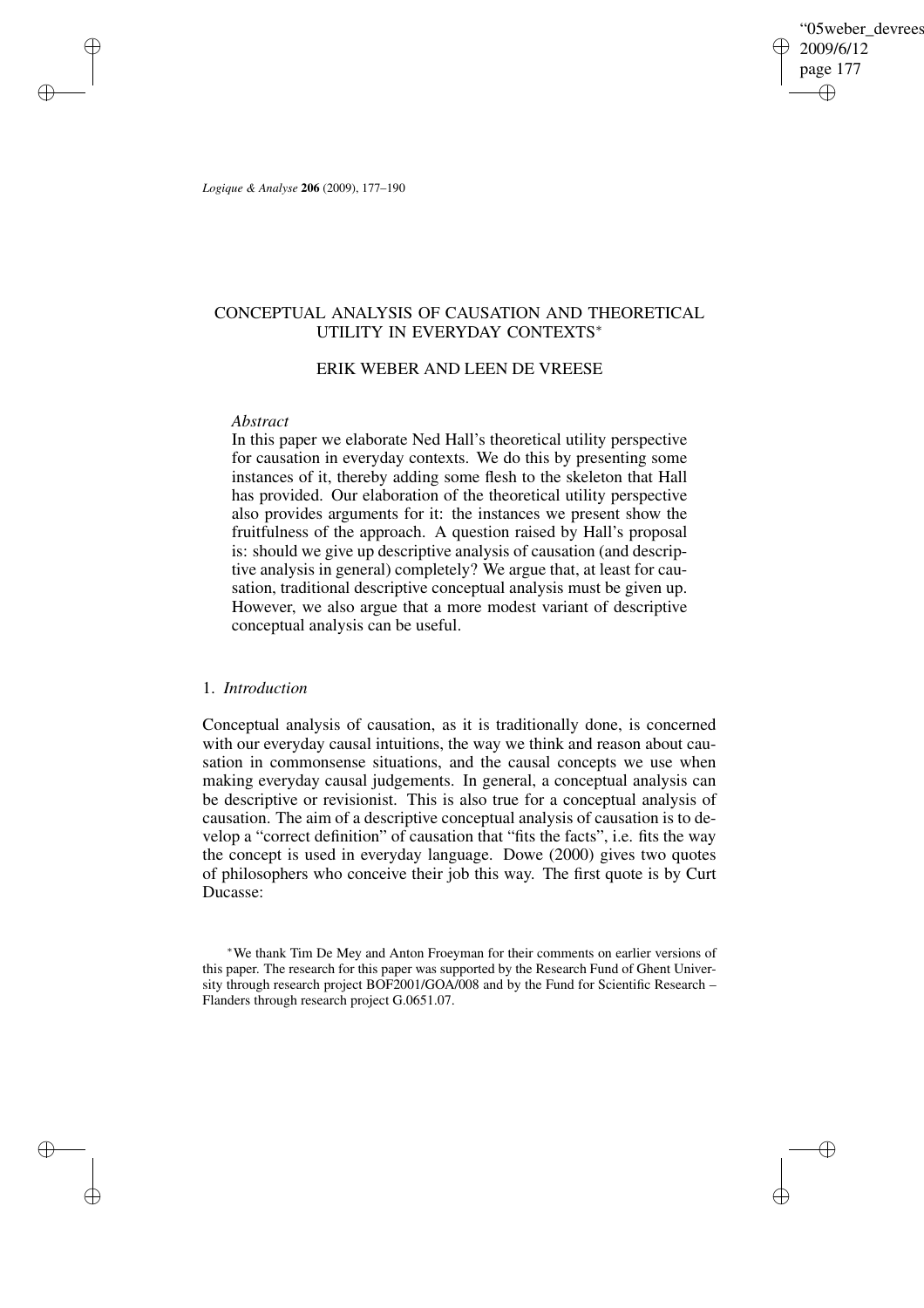# CONCEPTUAL ANALYSIS OF CAUSATION AND THEORETICAL UTILITY IN EVERYDAY CONTEXTS*

## ERIK WEBER AND LEEN DE VREESE

*Abstract*

In this paper we elaborate Ned Hall's theoretical utility perspective for causation in everyday contexts. We do this by presenting some instances of it, thereby adding some flesh to the skeleton that Hall has provided. Our elaboration of the theoretical utility perspective also provides arguments for it: the instances we present show the fruitfulness of the approach. A question raised by Hall's proposal is: should we give up descriptive analysis of causation (and descriptive analysis in general) completely? We argue that, at least for causation, traditional descriptive conceptual analysis must be given up. However, we also argue that a more modest variant of descriptive conceptual analysis can be useful.

## 1. *Introduction*

Conceptual analysis of causation, as it is traditionally done, is concerned with our everyday causal intuitions, the way we think and reason about causation in commonsense situations, and the causal concepts we use when making everyday causal judgements. In general, a conceptual analysis can be descriptive or revisionist. This is also true for a conceptual analysis of causation. The aim of a descriptive conceptual analysis of causation is to develop a "correct definition" of causation that "fits the facts", i.e. fits the way the concept is used in everyday language. Dowe (2000) gives two quotes of philosophers who conceive their job this way. The first quote is by Curt Ducasse:

*We thank Tim De Mey and Anton Froeyman for their comments on earlier versions of this paper. The research for this paper was supported by the Research Fund of Ghent University through research project BOF2001/GOA/008 and by the Fund for Scientific Research – Flanders through research project G.0651.07.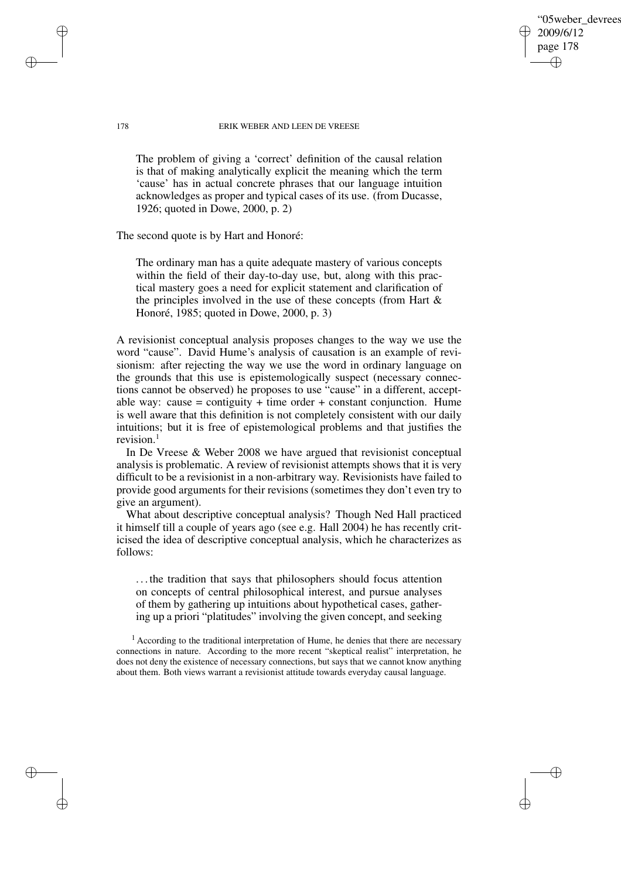> The problem of giving a 'correct' definition of the causal relation is that of making analytically explicit the meaning which the term 'cause' has in actual concrete phrases that our language intuition acknowledges as proper and typical cases of its use. (from Ducasse, 1926; quoted in Dowe, 2000, p. 2)

The second quote is by Hart and Honoré:

> The ordinary man has a quite adequate mastery of various concepts within the field of their day-to-day use, but, along with this practical mastery goes a need for explicit statement and clarification of the principles involved in the use of these concepts (from Hart & Honoré, 1985; quoted in Dowe, 2000, p. 3)

A revisionist conceptual analysis proposes changes to the way we use the word "cause". David Hume's analysis of causation is an example of revisionism: after rejecting the way we use the word in ordinary language on the grounds that this use is epistemologically suspect (necessary connections cannot be observed) he proposes to use "cause" in a different, acceptable way: cause = contiguity + time order + constant conjunction. Hume is well aware that this definition is not completely consistent with our daily intuitions; but it is free of epistemological problems and that justifies the revision.[1]

In De Vreese & Weber 2008 we have argued that revisionist conceptual analysis is problematic. A review of revisionist attempts shows that it is very difficult to be a revisionist in a non-arbitrary way. Revisionists have failed to provide good arguments for their revisions (sometimes they don't even try to give an argument).

What about descriptive conceptual analysis? Though Ned Hall practiced it himself till a couple of years ago (see e.g. Hall 2004) he has recently criticised the idea of descriptive conceptual analysis, which he characterizes as follows:

> ...the tradition that says that philosophers should focus attention on concepts of central philosophical interest, and pursue analyses of them by gathering up intuitions about hypothetical cases, gathering up a priori "platitudes" involving the given concept, and seeking

[1] According to the traditional interpretation of Hume, he denies that there are necessary connections in nature. According to the more recent "skeptical realist" interpretation, he does not deny the existence of necessary connections, but says that we cannot know anything about them. Both views warrant a revisionist attitude towards everyday causal language.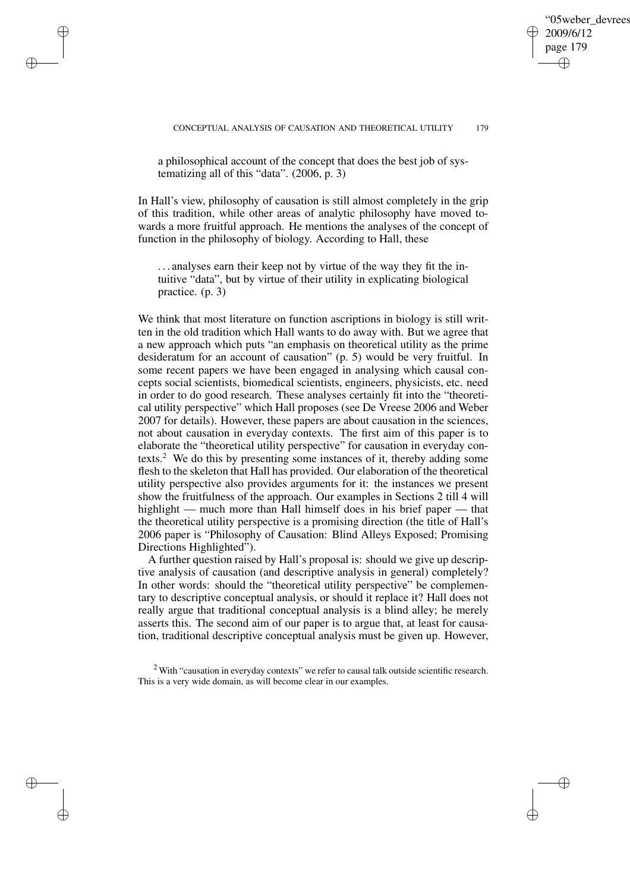> a philosophical account of the concept that does the best job of systematizing all of this "data". (2006, p. 3)

In Hall's view, philosophy of causation is still almost completely in the grip of this tradition, while other areas of analytic philosophy have moved towards a more fruitful approach. He mentions the analyses of the concept of function in the philosophy of biology. According to Hall, these

> . . . analyses earn their keep not by virtue of the way they fit the intuitive "data", but by virtue of their utility in explicating biological practice. (p. 3)

We think that most literature on function ascriptions in biology is still written in the old tradition which Hall wants to do away with. But we agree that a new approach which puts "an emphasis on theoretical utility as the prime desideratum for an account of causation" (p. 5) would be very fruitful. In some recent papers we have been engaged in analysing which causal concepts social scientists, biomedical scientists, engineers, physicists, etc. need in order to do good research. These analyses certainly fit into the "theoretical utility perspective" which Hall proposes (see De Vreese 2006 and Weber 2007 for details). However, these papers are about causation in the sciences, not about causation in everyday contexts. The first aim of this paper is to elaborate the "theoretical utility perspective" for causation in everyday contexts.[2] We do this by presenting some instances of it, thereby adding some flesh to the skeleton that Hall has provided. Our elaboration of the theoretical utility perspective also provides arguments for it: the instances we present show the fruitfulness of the approach. Our examples in Sections 2 till 4 will highlight — much more than Hall himself does in his brief paper — that the theoretical utility perspective is a promising direction (the title of Hall's 2006 paper is "Philosophy of Causation: Blind Alleys Exposed; Promising Directions Highlighted").

A further question raised by Hall's proposal is: should we give up descriptive analysis of causation (and descriptive analysis in general) completely? In other words: should the "theoretical utility perspective" be complementary to descriptive conceptual analysis, or should it replace it? Hall does not really argue that traditional conceptual analysis is a blind alley; he merely asserts this. The second aim of our paper is to argue that, at least for causation, traditional descriptive conceptual analysis must be given up. However,

[2] With "causation in everyday contexts" we refer to causal talk outside scientific research. This is a very wide domain, as will become clear in our examples.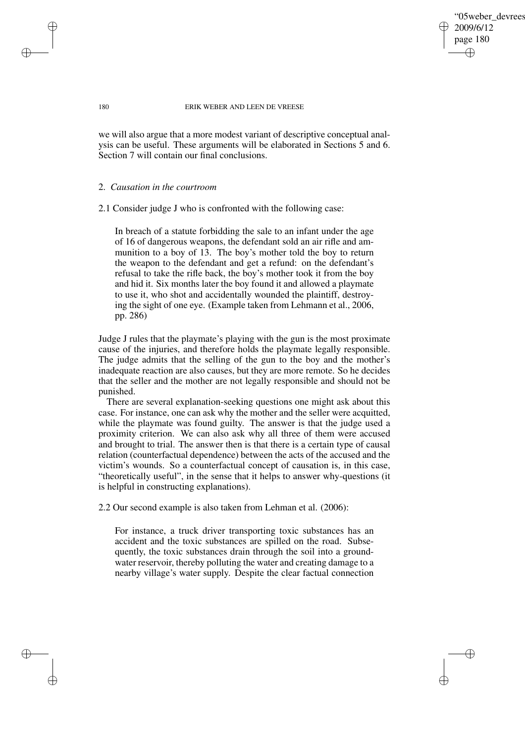we will also argue that a more modest variant of descriptive conceptual analysis can be useful. These arguments will be elaborated in Sections 5 and 6. Section 7 will contain our final conclusions.

## 2. *Causation in the courtroom*

2.1 Consider judge J who is confronted with the following case:

> In breach of a statute forbidding the sale to an infant under the age of 16 of dangerous weapons, the defendant sold an air rifle and ammunition to a boy of 13. The boy's mother told the boy to return the weapon to the defendant and get a refund: on the defendant's refusal to take the rifle back, the boy's mother took it from the boy and hid it. Six months later the boy found it and allowed a playmate to use it, who shot and accidentally wounded the plaintiff, destroying the sight of one eye. (Example taken from Lehmann et al., 2006, pp. 286)

Judge J rules that the playmate's playing with the gun is the most proximate cause of the injuries, and therefore holds the playmate legally responsible. The judge admits that the selling of the gun to the boy and the mother's inadequate reaction are also causes, but they are more remote. So he decides that the seller and the mother are not legally responsible and should not be punished.

There are several explanation-seeking questions one might ask about this case. For instance, one can ask why the mother and the seller were acquitted, while the playmate was found guilty. The answer is that the judge used a proximity criterion. We can also ask why all three of them were accused and brought to trial. The answer then is that there is a certain type of causal relation (counterfactual dependence) between the acts of the accused and the victim's wounds. So a counterfactual concept of causation is, in this case, "theoretically useful", in the sense that it helps to answer why-questions (it is helpful in constructing explanations).

2.2 Our second example is also taken from Lehman et al. (2006):

> For instance, a truck driver transporting toxic substances has an accident and the toxic substances are spilled on the road. Subsequently, the toxic substances drain through the soil into a groundwater reservoir, thereby polluting the water and creating damage to a nearby village's water supply. Despite the clear factual connection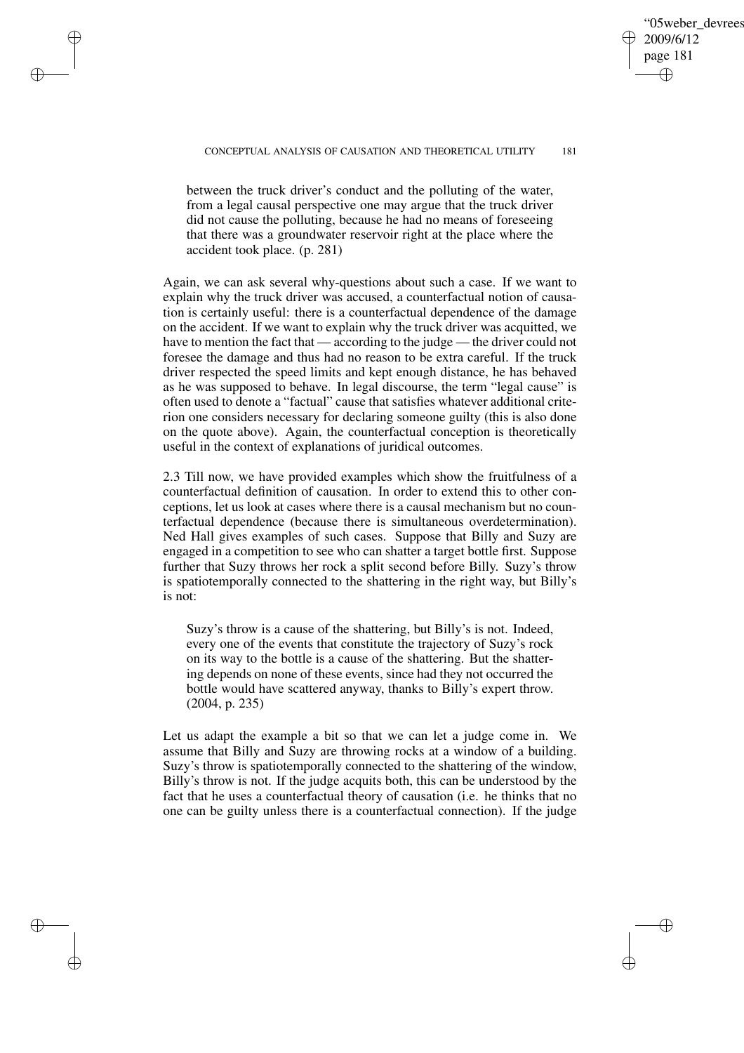> between the truck driver's conduct and the polluting of the water, from a legal causal perspective one may argue that the truck driver did not cause the polluting, because he had no means of foreseeing that there was a groundwater reservoir right at the place where the accident took place. (p. 281)

Again, we can ask several why-questions about such a case. If we want to explain why the truck driver was accused, a counterfactual notion of causation is certainly useful: there is a counterfactual dependence of the damage on the accident. If we want to explain why the truck driver was acquitted, we have to mention the fact that — according to the judge — the driver could not foresee the damage and thus had no reason to be extra careful. If the truck driver respected the speed limits and kept enough distance, he has behaved as he was supposed to behave. In legal discourse, the term "legal cause" is often used to denote a "factual" cause that satisfies whatever additional criterion one considers necessary for declaring someone guilty (this is also done on the quote above). Again, the counterfactual conception is theoretically useful in the context of explanations of juridical outcomes.

2.3 Till now, we have provided examples which show the fruitfulness of a counterfactual definition of causation. In order to extend this to other conceptions, let us look at cases where there is a causal mechanism but no counterfactual dependence (because there is simultaneous overdetermination). Ned Hall gives examples of such cases. Suppose that Billy and Suzy are engaged in a competition to see who can shatter a target bottle first. Suppose further that Suzy throws her rock a split second before Billy. Suzy's throw is spatiotemporally connected to the shattering in the right way, but Billy's is not:

> Suzy's throw is a cause of the shattering, but Billy's is not. Indeed, every one of the events that constitute the trajectory of Suzy's rock on its way to the bottle is a cause of the shattering. But the shattering depends on none of these events, since had they not occurred the bottle would have scattered anyway, thanks to Billy's expert throw. (2004, p. 235)

Let us adapt the example a bit so that we can let a judge come in. We assume that Billy and Suzy are throwing rocks at a window of a building. Suzy's throw is spatiotemporally connected to the shattering of the window, Billy's throw is not. If the judge acquits both, this can be understood by the fact that he uses a counterfactual theory of causation (i.e. he thinks that no one can be guilty unless there is a counterfactual connection). If the judge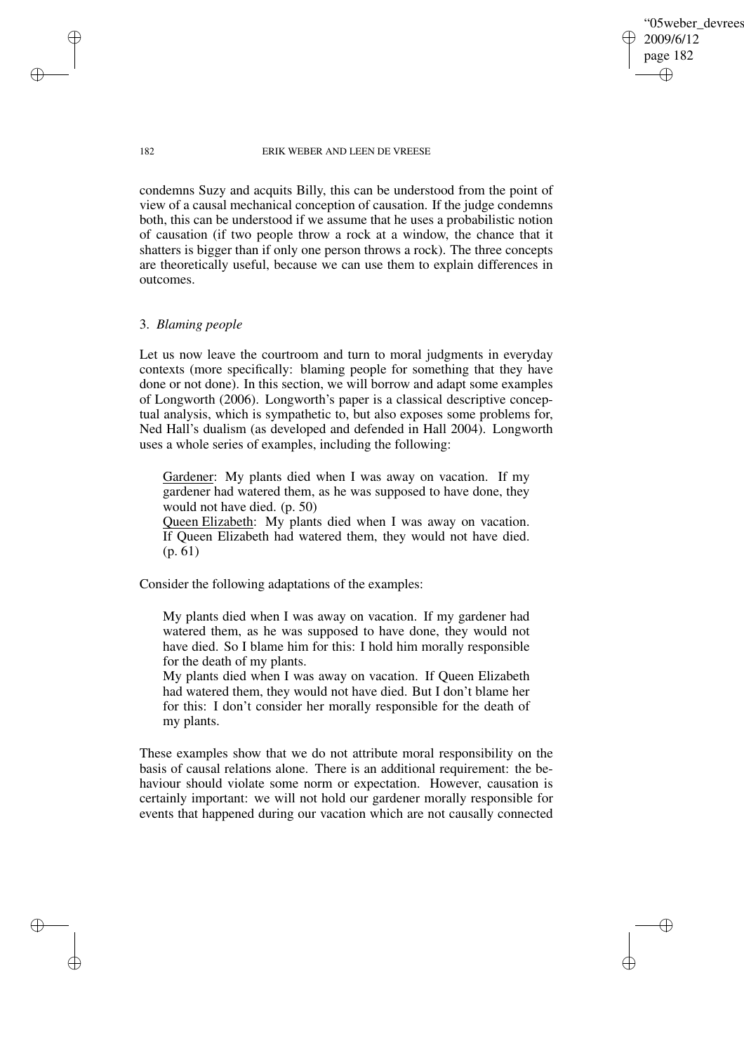condemns Suzy and acquits Billy, this can be understood from the point of view of a causal mechanical conception of causation. If the judge condemns both, this can be understood if we assume that he uses a probabilistic notion of causation (if two people throw a rock at a window, the chance that it shatters is bigger than if only one person throws a rock). The three concepts are theoretically useful, because we can use them to explain differences in outcomes.

## 3. *Blaming people*

Let us now leave the courtroom and turn to moral judgments in everyday contexts (more specifically: blaming people for something that they have done or not done). In this section, we will borrow and adapt some examples of Longworth (2006). Longworth's paper is a classical descriptive conceptual analysis, which is sympathetic to, but also exposes some problems for, Ned Hall's dualism (as developed and defended in Hall 2004). Longworth uses a whole series of examples, including the following:

> Gardener: My plants died when I was away on vacation. If my gardener had watered them, as he was supposed to have done, they would not have died. (p. 50)
> Queen Elizabeth: My plants died when I was away on vacation. If Queen Elizabeth had watered them, they would not have died. (p. 61)

Consider the following adaptations of the examples:

> My plants died when I was away on vacation. If my gardener had watered them, as he was supposed to have done, they would not have died. So I blame him for this: I hold him morally responsible for the death of my plants.
> My plants died when I was away on vacation. If Queen Elizabeth had watered them, they would not have died. But I don't blame her for this: I don't consider her morally responsible for the death of my plants.

These examples show that we do not attribute moral responsibility on the basis of causal relations alone. There is an additional requirement: the behaviour should violate some norm or expectation. However, causation is certainly important: we will not hold our gardener morally responsible for events that happened during our vacation which are not causally connected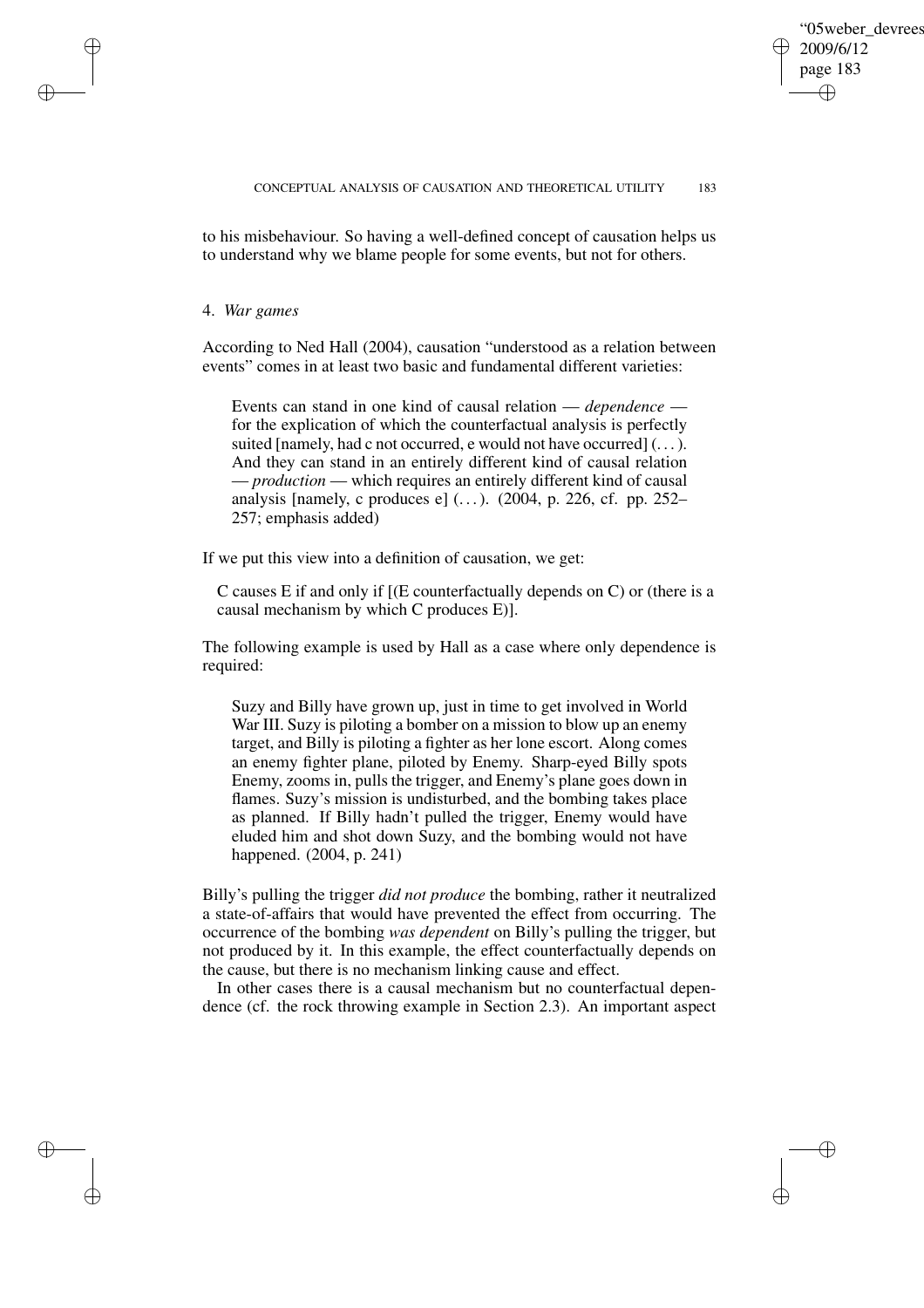to his misbehaviour. So having a well-defined concept of causation helps us to understand why we blame people for some events, but not for others.

## 4. *War games*

According to Ned Hall (2004), causation "understood as a relation between events" comes in at least two basic and fundamental different varieties:

> Events can stand in one kind of causal relation — *dependence* — for the explication of which the counterfactual analysis is perfectly suited [namely, had c not occurred, e would not have occurred] (...). And they can stand in an entirely different kind of causal relation — *production* — which requires an entirely different kind of causal analysis [namely, c produces e] (...). (2004, p. 226, cf. pp. 252–257; emphasis added)

If we put this view into a definition of causation, we get:

> C causes E if and only if [(E counterfactually depends on C) or (there is a causal mechanism by which C produces E)].

The following example is used by Hall as a case where only dependence is required:

> Suzy and Billy have grown up, just in time to get involved in World War III. Suzy is piloting a bomber on a mission to blow up an enemy target, and Billy is piloting a fighter as her lone escort. Along comes an enemy fighter plane, piloted by Enemy. Sharp-eyed Billy spots Enemy, zooms in, pulls the trigger, and Enemy's plane goes down in flames. Suzy's mission is undisturbed, and the bombing takes place as planned. If Billy hadn't pulled the trigger, Enemy would have eluded him and shot down Suzy, and the bombing would not have happened. (2004, p. 241)

Billy's pulling the trigger *did not produce* the bombing, rather it neutralized a state-of-affairs that would have prevented the effect from occurring. The occurrence of the bombing *was dependent* on Billy's pulling the trigger, but not produced by it. In this example, the effect counterfactually depends on the cause, but there is no mechanism linking cause and effect.

In other cases there is a causal mechanism but no counterfactual dependence (cf. the rock throwing example in Section 2.3). An important aspect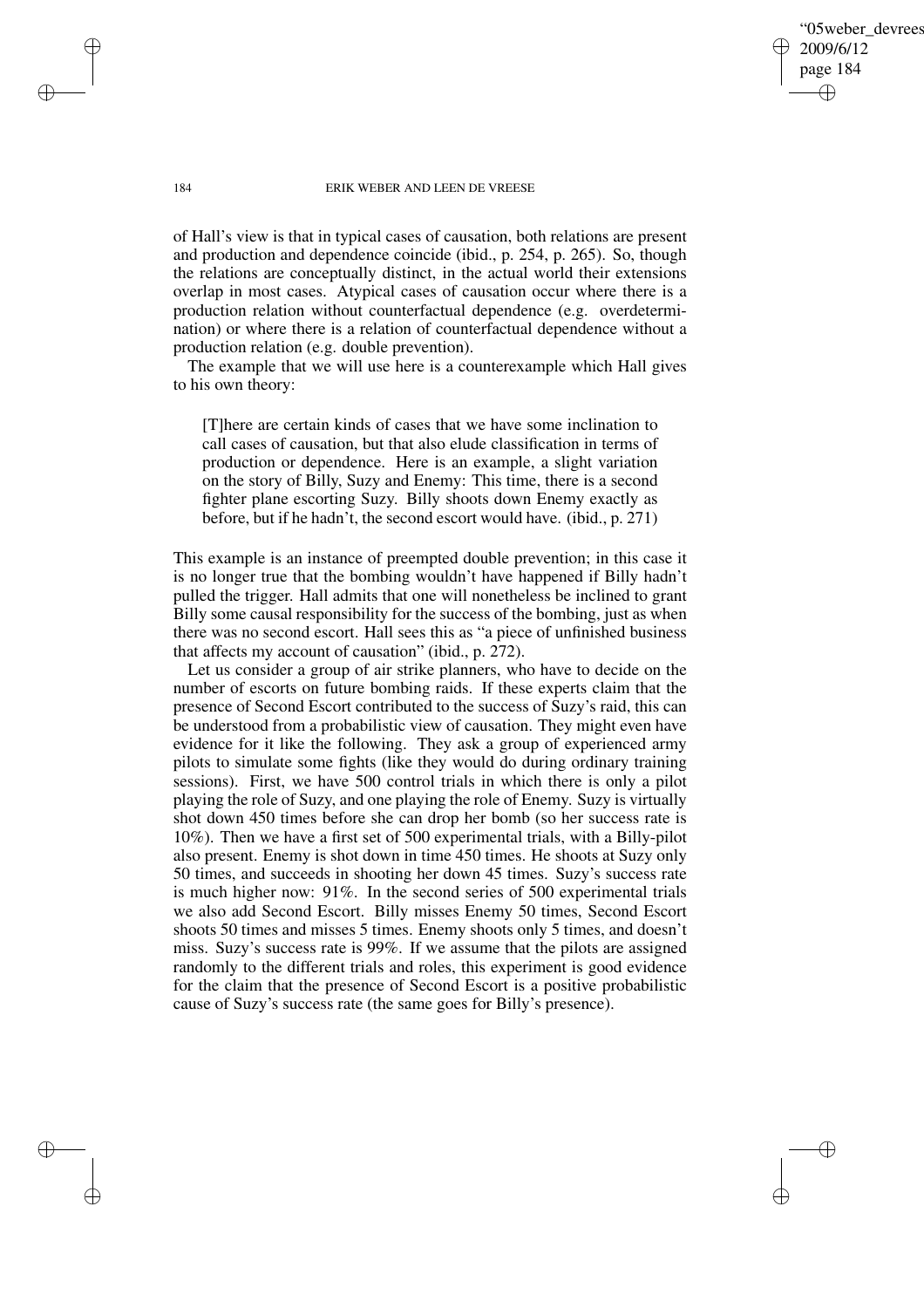of Hall's view is that in typical cases of causation, both relations are present and production and dependence coincide (ibid., p. 254, p. 265). So, though the relations are conceptually distinct, in the actual world their extensions overlap in most cases. Atypical cases of causation occur where there is a production relation without counterfactual dependence (e.g. overdetermination) or where there is a relation of counterfactual dependence without a production relation (e.g. double prevention).

The example that we will use here is a counterexample which Hall gives to his own theory:

> [T]here are certain kinds of cases that we have some inclination to call cases of causation, but that also elude classification in terms of production or dependence. Here is an example, a slight variation on the story of Billy, Suzy and Enemy: This time, there is a second fighter plane escorting Suzy. Billy shoots down Enemy exactly as before, but if he hadn't, the second escort would have. (ibid., p. 271)

This example is an instance of preempted double prevention; in this case it is no longer true that the bombing wouldn't have happened if Billy hadn't pulled the trigger. Hall admits that one will nonetheless be inclined to grant Billy some causal responsibility for the success of the bombing, just as when there was no second escort. Hall sees this as "a piece of unfinished business that affects my account of causation" (ibid., p. 272).

Let us consider a group of air strike planners, who have to decide on the number of escorts on future bombing raids. If these experts claim that the presence of Second Escort contributed to the success of Suzy's raid, this can be understood from a probabilistic view of causation. They might even have evidence for it like the following. They ask a group of experienced army pilots to simulate some fights (like they would do during ordinary training sessions). First, we have 500 control trials in which there is only a pilot playing the role of Suzy, and one playing the role of Enemy. Suzy is virtually shot down 450 times before she can drop her bomb (so her success rate is 10%). Then we have a first set of 500 experimental trials, with a Billy-pilot also present. Enemy is shot down in time 450 times. He shoots at Suzy only 50 times, and succeeds in shooting her down 45 times. Suzy's success rate is much higher now: 91%. In the second series of 500 experimental trials we also add Second Escort. Billy misses Enemy 50 times, Second Escort shoots 50 times and misses 5 times. Enemy shoots only 5 times, and doesn't miss. Suzy's success rate is 99%. If we assume that the pilots are assigned randomly to the different trials and roles, this experiment is good evidence for the claim that the presence of Second Escort is a positive probabilistic cause of Suzy's success rate (the same goes for Billy's presence).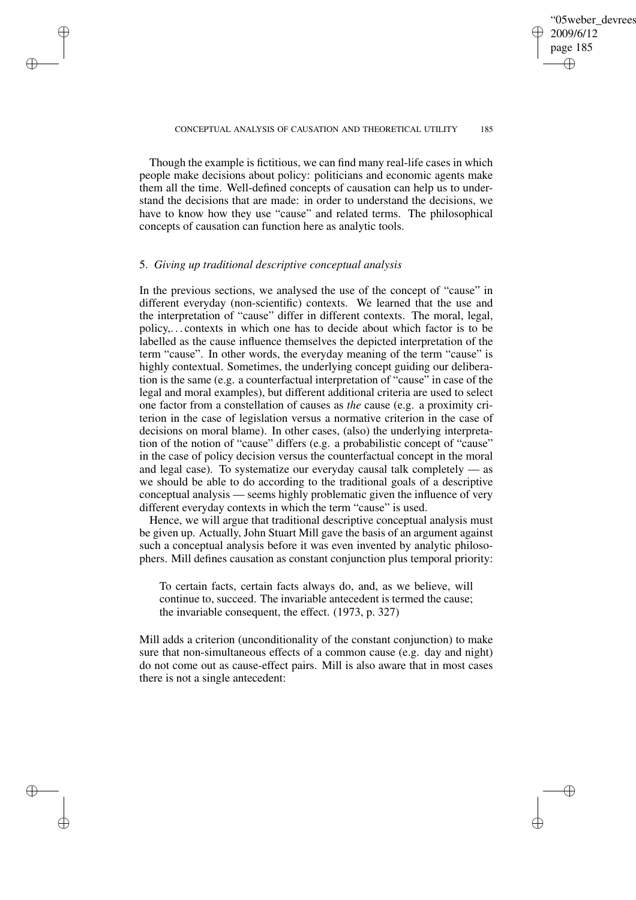Though the example is fictitious, we can find many real-life cases in which people make decisions about policy: politicians and economic agents make them all the time. Well-defined concepts of causation can help us to understand the decisions that are made: in order to understand the decisions, we have to know how they use "cause" and related terms. The philosophical concepts of causation can function here as analytic tools.

## 5. *Giving up traditional descriptive conceptual analysis*

In the previous sections, we analysed the use of the concept of "cause" in different everyday (non-scientific) contexts. We learned that the use and the interpretation of "cause" differ in different contexts. The moral, legal, policy,... contexts in which one has to decide about which factor is to be labelled as the cause influence themselves the depicted interpretation of the term "cause". In other words, the everyday meaning of the term "cause" is highly contextual. Sometimes, the underlying concept guiding our deliberation is the same (e.g. a counterfactual interpretation of "cause" in case of the legal and moral examples), but different additional criteria are used to select one factor from a constellation of causes as *the* cause (e.g. a proximity criterion in the case of legislation versus a normative criterion in the case of decisions on moral blame). In other cases, (also) the underlying interpretation of the notion of "cause" differs (e.g. a probabilistic concept of "cause" in the case of policy decision versus the counterfactual concept in the moral and legal case). To systematize our everyday causal talk completely — as we should be able to do according to the traditional goals of a descriptive conceptual analysis — seems highly problematic given the influence of very different everyday contexts in which the term "cause" is used.

Hence, we will argue that traditional descriptive conceptual analysis must be given up. Actually, John Stuart Mill gave the basis of an argument against such a conceptual analysis before it was even invented by analytic philosophers. Mill defines causation as constant conjunction plus temporal priority:

> To certain facts, certain facts always do, and, as we believe, will continue to, succeed. The invariable antecedent is termed the cause; the invariable consequent, the effect. (1973, p. 327)

Mill adds a criterion (unconditionality of the constant conjunction) to make sure that non-simultaneous effects of a common cause (e.g. day and night) do not come out as cause-effect pairs. Mill is also aware that in most cases there is not a single antecedent: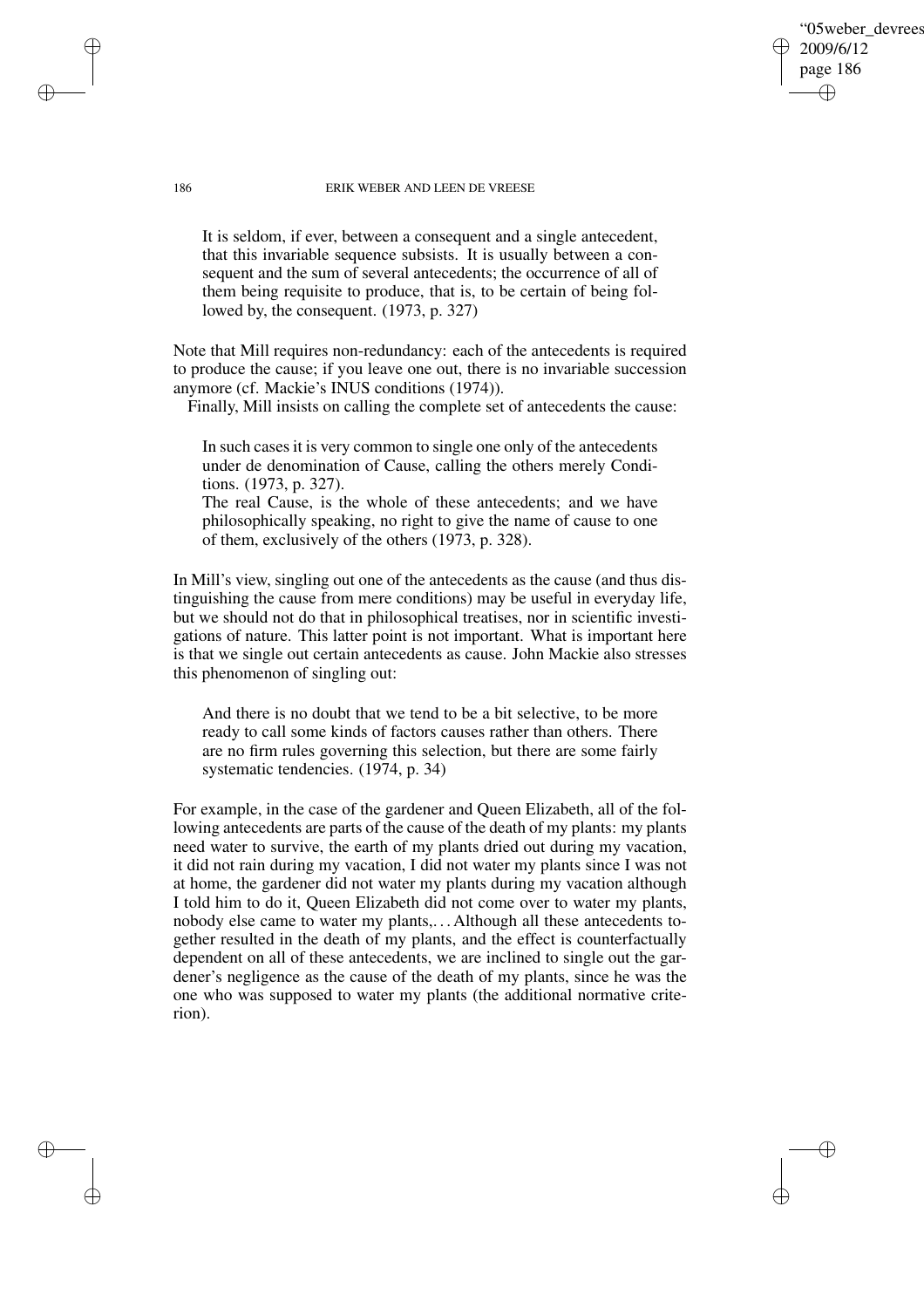> It is seldom, if ever, between a consequent and a single antecedent, that this invariable sequence subsists. It is usually between a consequent and the sum of several antecedents; the occurrence of all of them being requisite to produce, that is, to be certain of being followed by, the consequent. (1973, p. 327)

Note that Mill requires non-redundancy: each of the antecedents is required to produce the cause; if you leave one out, there is no invariable succession anymore (cf. Mackie's INUS conditions (1974)).

Finally, Mill insists on calling the complete set of antecedents the cause:

> In such cases it is very common to single one only of the antecedents under de denomination of Cause, calling the others merely Conditions. (1973, p. 327).
>
> The real Cause, is the whole of these antecedents; and we have philosophically speaking, no right to give the name of cause to one of them, exclusively of the others (1973, p. 328).

In Mill's view, singling out one of the antecedents as the cause (and thus distinguishing the cause from mere conditions) may be useful in everyday life, but we should not do that in philosophical treatises, nor in scientific investigations of nature. This latter point is not important. What is important here is that we single out certain antecedents as cause. John Mackie also stresses this phenomenon of singling out:

> And there is no doubt that we tend to be a bit selective, to be more ready to call some kinds of factors causes rather than others. There are no firm rules governing this selection, but there are some fairly systematic tendencies. (1974, p. 34)

For example, in the case of the gardener and Queen Elizabeth, all of the following antecedents are parts of the cause of the death of my plants: my plants need water to survive, the earth of my plants dried out during my vacation, it did not rain during my vacation, I did not water my plants since I was not at home, the gardener did not water my plants during my vacation although I told him to do it, Queen Elizabeth did not come over to water my plants, nobody else came to water my plants,... Although all these antecedents together resulted in the death of my plants, and the effect is counterfactually dependent on all of these antecedents, we are inclined to single out the gardener's negligence as the cause of the death of my plants, since he was the one who was supposed to water my plants (the additional normative criterion).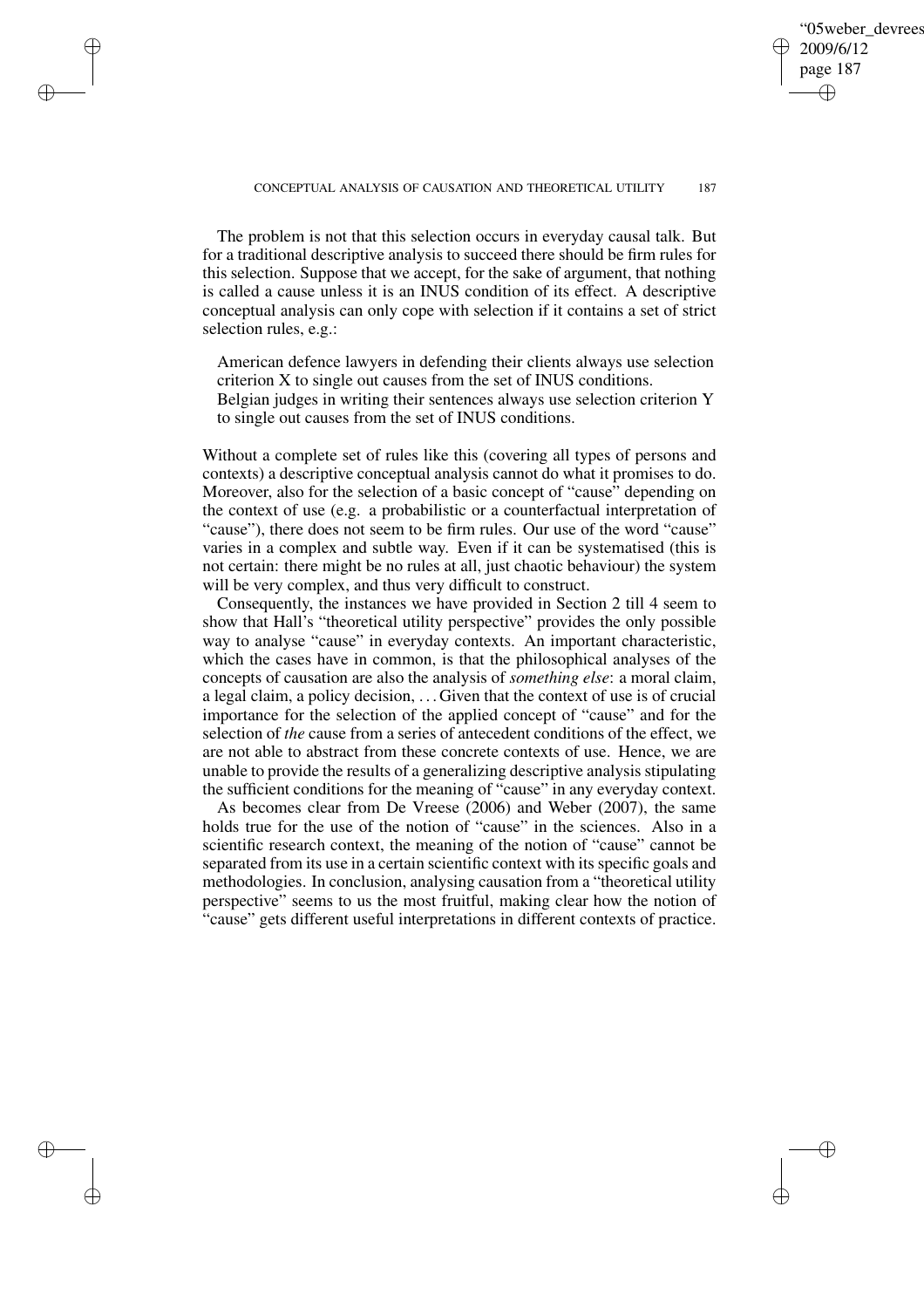The problem is not that this selection occurs in everyday causal talk. But for a traditional descriptive analysis to succeed there should be firm rules for this selection. Suppose that we accept, for the sake of argument, that nothing is called a cause unless it is an INUS condition of its effect. A descriptive conceptual analysis can only cope with selection if it contains a set of strict selection rules, e.g.:

> American defence lawyers in defending their clients always use selection criterion X to single out causes from the set of INUS conditions.
> Belgian judges in writing their sentences always use selection criterion Y to single out causes from the set of INUS conditions.

Without a complete set of rules like this (covering all types of persons and contexts) a descriptive conceptual analysis cannot do what it promises to do. Moreover, also for the selection of a basic concept of "cause" depending on the context of use (e.g. a probabilistic or a counterfactual interpretation of "cause"), there does not seem to be firm rules. Our use of the word "cause" varies in a complex and subtle way. Even if it can be systematised (this is not certain: there might be no rules at all, just chaotic behaviour) the system will be very complex, and thus very difficult to construct.

Consequently, the instances we have provided in Section 2 till 4 seem to show that Hall's "theoretical utility perspective" provides the only possible way to analyse "cause" in everyday contexts. An important characteristic, which the cases have in common, is that the philosophical analyses of the concepts of causation are also the analysis of *something else*: a moral claim, a legal claim, a policy decision, ... Given that the context of use is of crucial importance for the selection of the applied concept of "cause" and for the selection of *the* cause from a series of antecedent conditions of the effect, we are not able to abstract from these concrete contexts of use. Hence, we are unable to provide the results of a generalizing descriptive analysis stipulating the sufficient conditions for the meaning of "cause" in any everyday context.

As becomes clear from De Vreese (2006) and Weber (2007), the same holds true for the use of the notion of "cause" in the sciences. Also in a scientific research context, the meaning of the notion of "cause" cannot be separated from its use in a certain scientific context with its specific goals and methodologies. In conclusion, analysing causation from a "theoretical utility perspective" seems to us the most fruitful, making clear how the notion of "cause" gets different useful interpretations in different contexts of practice.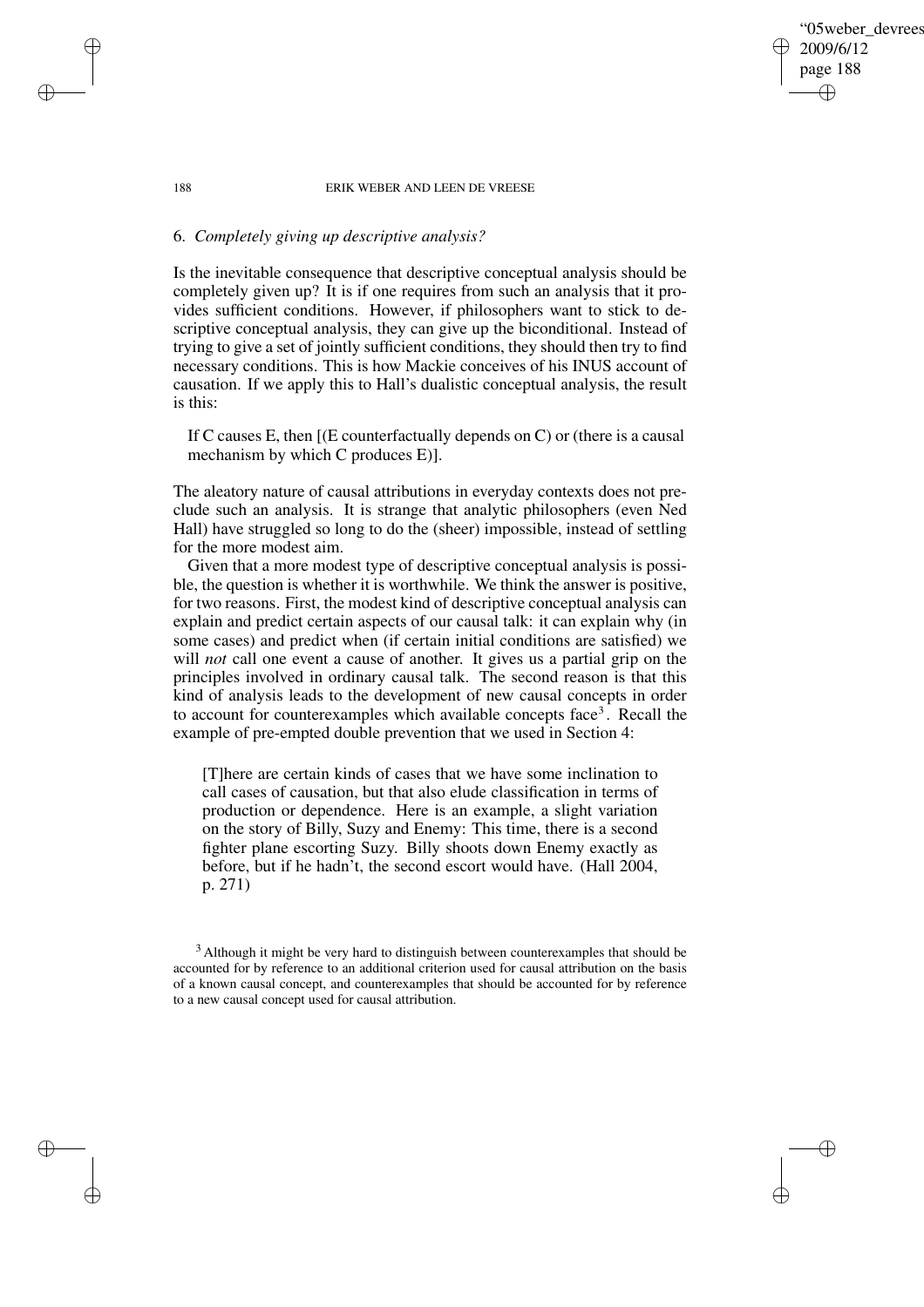## 6. *Completely giving up descriptive analysis?*

Is the inevitable consequence that descriptive conceptual analysis should be completely given up? It is if one requires from such an analysis that it provides sufficient conditions. However, if philosophers want to stick to descriptive conceptual analysis, they can give up the biconditional. Instead of trying to give a set of jointly sufficient conditions, they should then try to find necessary conditions. This is how Mackie conceives of his INUS account of causation. If we apply this to Hall's dualistic conceptual analysis, the result is this:

> If C causes E, then [(E counterfactually depends on C) or (there is a causal mechanism by which C produces E)].

The aleatory nature of causal attributions in everyday contexts does not preclude such an analysis. It is strange that analytic philosophers (even Ned Hall) have struggled so long to do the (sheer) impossible, instead of settling for the more modest aim.

Given that a more modest type of descriptive conceptual analysis is possible, the question is whether it is worthwhile. We think the answer is positive, for two reasons. First, the modest kind of descriptive conceptual analysis can explain and predict certain aspects of our causal talk: it can explain why (in some cases) and predict when (if certain initial conditions are satisfied) we will *not* call one event a cause of another. It gives us a partial grip on the principles involved in ordinary causal talk. The second reason is that this kind of analysis leads to the development of new causal concepts in order to account for counterexamples which available concepts face[3]. Recall the example of pre-empted double prevention that we used in Section 4:

> [T]here are certain kinds of cases that we have some inclination to call cases of causation, but that also elude classification in terms of production or dependence. Here is an example, a slight variation on the story of Billy, Suzy and Enemy: This time, there is a second fighter plane escorting Suzy. Billy shoots down Enemy exactly as before, but if he hadn't, the second escort would have. (Hall 2004, p. 271)

[3] Although it might be very hard to distinguish between counterexamples that should be accounted for by reference to an additional criterion used for causal attribution on the basis of a known causal concept, and counterexamples that should be accounted for by reference to a new causal concept used for causal attribution.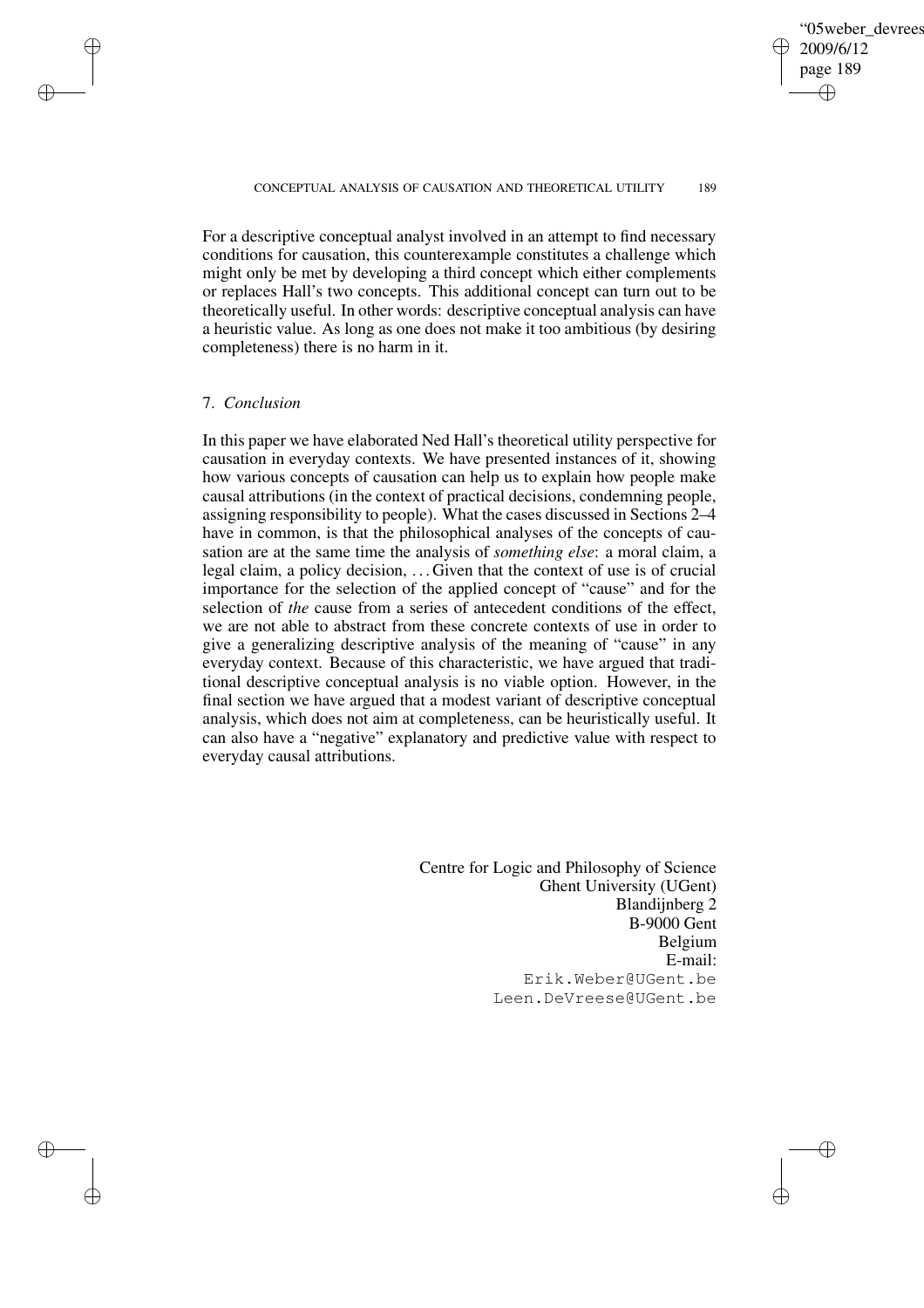For a descriptive conceptual analyst involved in an attempt to find necessary conditions for causation, this counterexample constitutes a challenge which might only be met by developing a third concept which either complements or replaces Hall's two concepts. This additional concept can turn out to be theoretically useful. In other words: descriptive conceptual analysis can have a heuristic value. As long as one does not make it too ambitious (by desiring completeness) there is no harm in it.

## 7. *Conclusion*

In this paper we have elaborated Ned Hall's theoretical utility perspective for causation in everyday contexts. We have presented instances of it, showing how various concepts of causation can help us to explain how people make causal attributions (in the context of practical decisions, condemning people, assigning responsibility to people). What the cases discussed in Sections 2–4 have in common, is that the philosophical analyses of the concepts of causation are at the same time the analysis of *something else*: a moral claim, a legal claim, a policy decision, . . . Given that the context of use is of crucial importance for the selection of the applied concept of "cause" and for the selection of *the* cause from a series of antecedent conditions of the effect, we are not able to abstract from these concrete contexts of use in order to give a generalizing descriptive analysis of the meaning of "cause" in any everyday context. Because of this characteristic, we have argued that traditional descriptive conceptual analysis is no viable option. However, in the final section we have argued that a modest variant of descriptive conceptual analysis, which does not aim at completeness, can be heuristically useful. It can also have a "negative" explanatory and predictive value with respect to everyday causal attributions.

Centre for Logic and Philosophy of Science
Ghent University (UGent)
Blandijnberg 2
B-9000 Gent
Belgium
E-mail:
Erik.Weber@UGent.be
Leen.DeVreese@UGent.be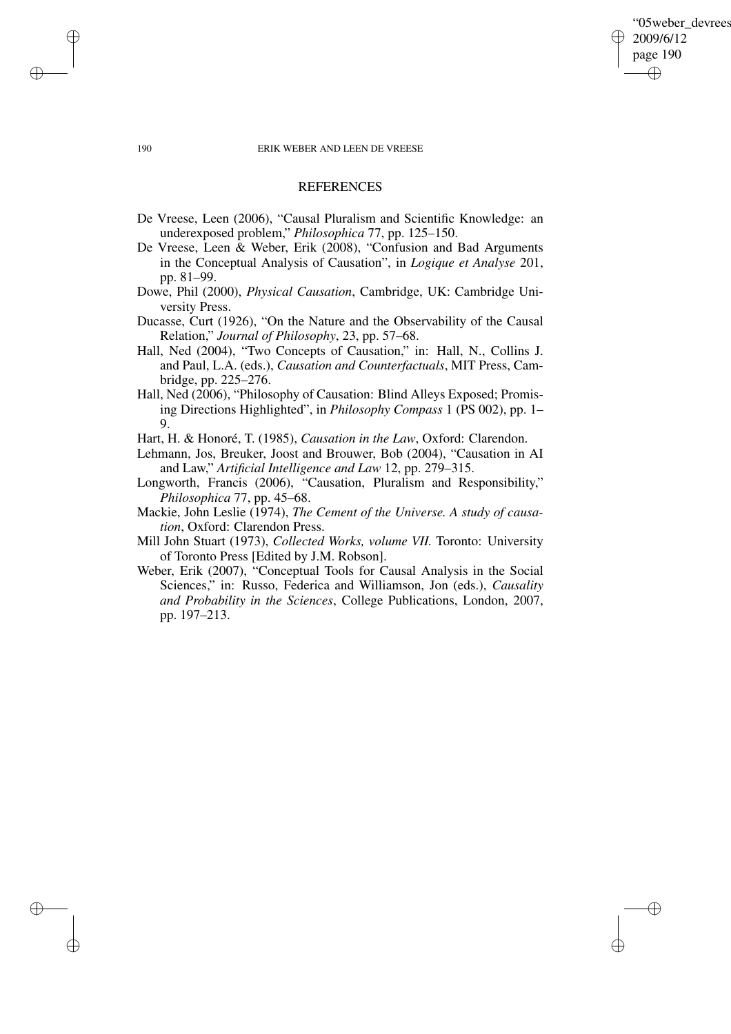## REFERENCES

De Vreese, Leen (2006), "Causal Pluralism and Scientific Knowledge: an underexposed problem," *Philosophica* 77, pp. 125–150.

De Vreese, Leen & Weber, Erik (2008), "Confusion and Bad Arguments in the Conceptual Analysis of Causation", in *Logique et Analyse* 201, pp. 81–99.

Dowe, Phil (2000), *Physical Causation*, Cambridge, UK: Cambridge University Press.

Ducasse, Curt (1926), "On the Nature and the Observability of the Causal Relation," *Journal of Philosophy*, 23, pp. 57–68.

Hall, Ned (2004), "Two Concepts of Causation," in: Hall, N., Collins J. and Paul, L.A. (eds.), *Causation and Counterfactuals*, MIT Press, Cambridge, pp. 225–276.

Hall, Ned (2006), "Philosophy of Causation: Blind Alleys Exposed; Promising Directions Highlighted", in *Philosophy Compass* 1 (PS 002), pp. 1–9.

Hart, H. & Honoré, T. (1985), *Causation in the Law*, Oxford: Clarendon.

Lehmann, Jos, Breuker, Joost and Brouwer, Bob (2004), "Causation in AI and Law," *Artificial Intelligence and Law* 12, pp. 279–315.

Longworth, Francis (2006), "Causation, Pluralism and Responsibility," *Philosophica* 77, pp. 45–68.

Mackie, John Leslie (1974), *The Cement of the Universe. A study of causation*, Oxford: Clarendon Press.

Mill John Stuart (1973), *Collected Works, volume VII.* Toronto: University of Toronto Press [Edited by J.M. Robson].

Weber, Erik (2007), "Conceptual Tools for Causal Analysis in the Social Sciences," in: Russo, Federica and Williamson, Jon (eds.), *Causality and Probability in the Sciences*, College Publications, London, 2007, pp. 197–213.